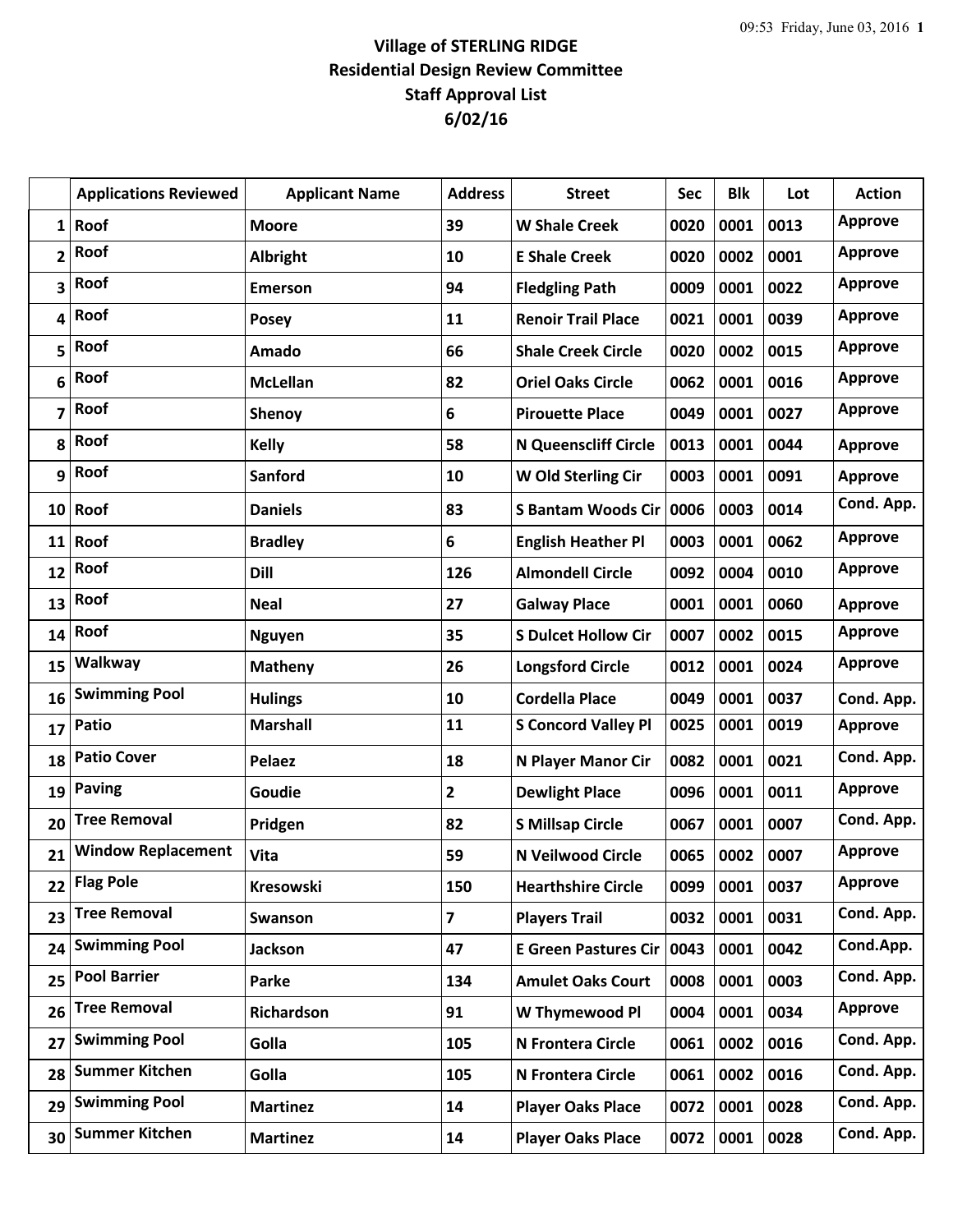# Village of STERLING RIDGE
## Residential Design Review Committee
## Staff Approval List
## 6/02/16

| | Applications Reviewed | Applicant Name | Address | Street | Sec | Blk | Lot | Action |
|---|---|---|---|---|---|---|---|---|
| 1 | Roof | Moore | 39 | W Shale Creek | 0020 | 0001 | 0013 | Approve |
| 2 | Roof | Albright | 10 | E Shale Creek | 0020 | 0002 | 0001 | Approve |
| 3 | Roof | Emerson | 94 | Fledgling Path | 0009 | 0001 | 0022 | Approve |
| 4 | Roof | Posey | 11 | Renoir Trail Place | 0021 | 0001 | 0039 | Approve |
| 5 | Roof | Amado | 66 | Shale Creek Circle | 0020 | 0002 | 0015 | Approve |
| 6 | Roof | McLellan | 82 | Oriel Oaks Circle | 0062 | 0001 | 0016 | Approve |
| 7 | Roof | Shenoy | 6 | Pirouette Place | 0049 | 0001 | 0027 | Approve |
| 8 | Roof | Kelly | 58 | N Queenscliff Circle | 0013 | 0001 | 0044 | Approve |
| 9 | Roof | Sanford | 10 | W Old Sterling Cir | 0003 | 0001 | 0091 | Approve |
| 10 | Roof | Daniels | 83 | S Bantam Woods Cir | 0006 | 0003 | 0014 | Cond. App. |
| 11 | Roof | Bradley | 6 | English Heather Pl | 0003 | 0001 | 0062 | Approve |
| 12 | Roof | Dill | 126 | Almondell Circle | 0092 | 0004 | 0010 | Approve |
| 13 | Roof | Neal | 27 | Galway Place | 0001 | 0001 | 0060 | Approve |
| 14 | Roof | Nguyen | 35 | S Dulcet Hollow Cir | 0007 | 0002 | 0015 | Approve |
| 15 | Walkway | Matheny | 26 | Longsford Circle | 0012 | 0001 | 0024 | Approve |
| 16 | Swimming Pool | Hulings | 10 | Cordella Place | 0049 | 0001 | 0037 | Cond. App. |
| 17 | Patio | Marshall | 11 | S Concord Valley Pl | 0025 | 0001 | 0019 | Approve |
| 18 | Patio Cover | Pelaez | 18 | N Player Manor Cir | 0082 | 0001 | 0021 | Cond. App. |
| 19 | Paving | Goudie | 2 | Dewlight Place | 0096 | 0001 | 0011 | Approve |
| 20 | Tree Removal | Pridgen | 82 | S Millsap Circle | 0067 | 0001 | 0007 | Cond. App. |
| 21 | Window Replacement | Vita | 59 | N Veilwood Circle | 0065 | 0002 | 0007 | Approve |
| 22 | Flag Pole | Kresowski | 150 | Hearthshire Circle | 0099 | 0001 | 0037 | Approve |
| 23 | Tree Removal | Swanson | 7 | Players Trail | 0032 | 0001 | 0031 | Cond. App. |
| 24 | Swimming Pool | Jackson | 47 | E Green Pastures Cir | 0043 | 0001 | 0042 | Cond.App. |
| 25 | Pool Barrier | Parke | 134 | Amulet Oaks Court | 0008 | 0001 | 0003 | Cond. App. |
| 26 | Tree Removal | Richardson | 91 | W Thymewood Pl | 0004 | 0001 | 0034 | Approve |
| 27 | Swimming Pool | Golla | 105 | N Frontera Circle | 0061 | 0002 | 0016 | Cond. App. |
| 28 | Summer Kitchen | Golla | 105 | N Frontera Circle | 0061 | 0002 | 0016 | Cond. App. |
| 29 | Swimming Pool | Martinez | 14 | Player Oaks Place | 0072 | 0001 | 0028 | Cond. App. |
| 30 | Summer Kitchen | Martinez | 14 | Player Oaks Place | 0072 | 0001 | 0028 | Cond. App. |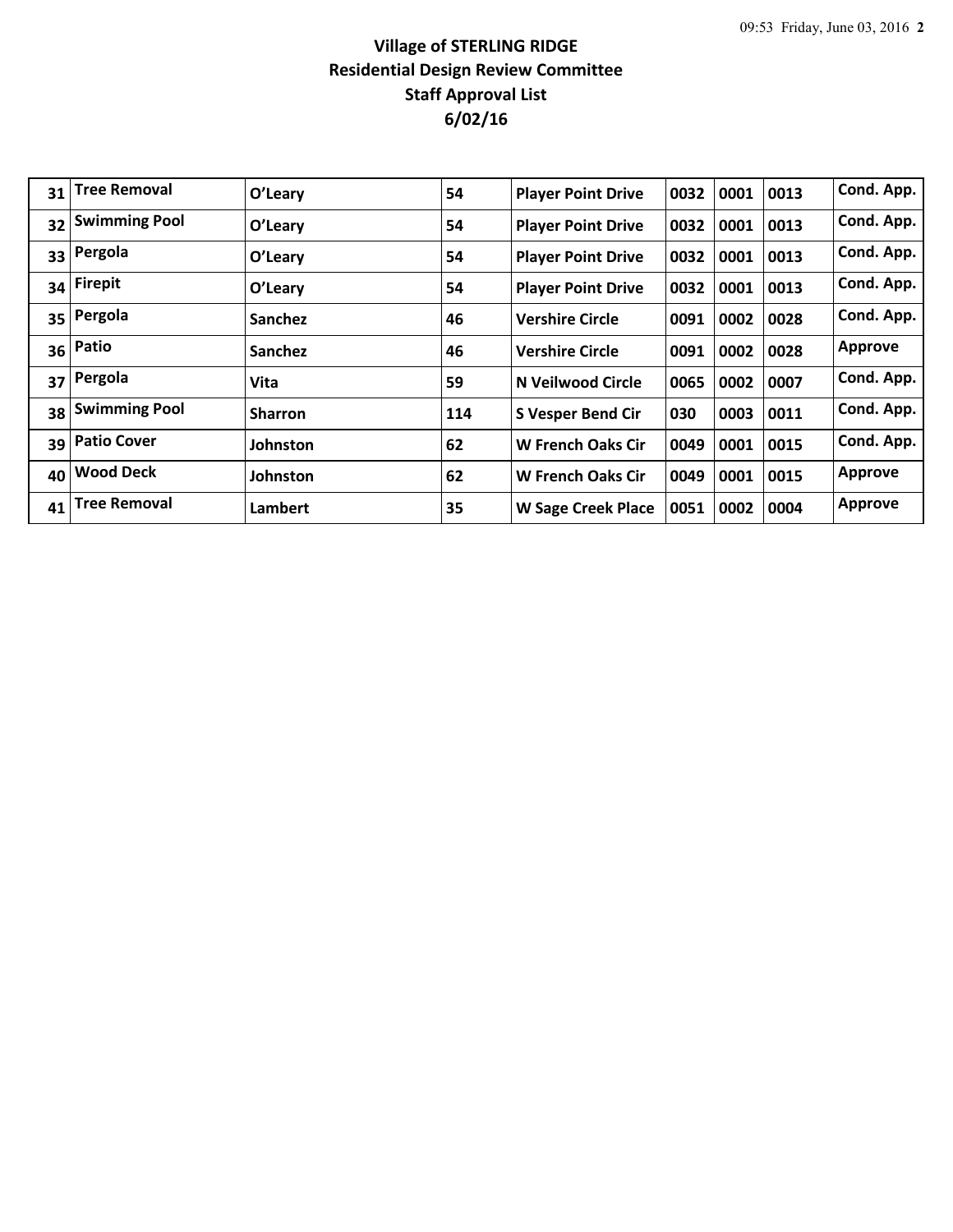**Village of STERLING RIDGE**
**Residential Design Review Committee**
**Staff Approval List**
**6/02/16**

| | | | | | | | | |
|---|---|---|---|---|---|---|---|---|
| 31 | Tree Removal | O'Leary | 54 | Player Point Drive | 0032 | 0001 | 0013 | Cond. App. |
| 32 | Swimming Pool | O'Leary | 54 | Player Point Drive | 0032 | 0001 | 0013 | Cond. App. |
| 33 | Pergola | O'Leary | 54 | Player Point Drive | 0032 | 0001 | 0013 | Cond. App. |
| 34 | Firepit | O'Leary | 54 | Player Point Drive | 0032 | 0001 | 0013 | Cond. App. |
| 35 | Pergola | Sanchez | 46 | Vershire Circle | 0091 | 0002 | 0028 | Cond. App. |
| 36 | Patio | Sanchez | 46 | Vershire Circle | 0091 | 0002 | 0028 | Approve |
| 37 | Pergola | Vita | 59 | N Veilwood Circle | 0065 | 0002 | 0007 | Cond. App. |
| 38 | Swimming Pool | Sharron | 114 | S Vesper Bend Cir | 030 | 0003 | 0011 | Cond. App. |
| 39 | Patio Cover | Johnston | 62 | W French Oaks Cir | 0049 | 0001 | 0015 | Cond. App. |
| 40 | Wood Deck | Johnston | 62 | W French Oaks Cir | 0049 | 0001 | 0015 | Approve |
| 41 | Tree Removal | Lambert | 35 | W Sage Creek Place | 0051 | 0002 | 0004 | Approve |